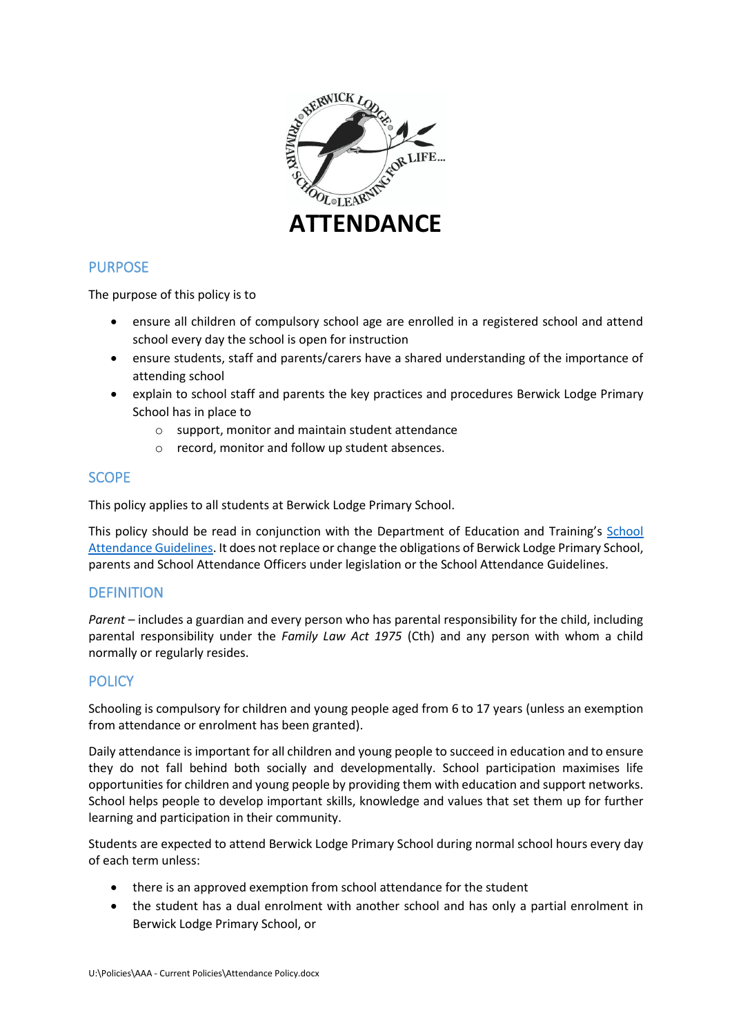# ATTENDANCE

## PURPOSE

The purpose of this policy is to

- ensure all children of compulsory school age are enrolled in a registered school and attend school every day the school is open for instruction
- ensure students, staff and parents/carers have a shared understanding of the importance of attending school
- explain to school staff and parents the key practices and procedures Berwick Lodge Primary School has in place to
  - support, monitor and maintain student attendance
  - record, monitor and follow up student absences.

## SCOPE

This policy applies to all students at Berwick Lodge Primary School.

This policy should be read in conjunction with the Department of Education and Training's [School Attendance Guidelines](). It does not replace or change the obligations of Berwick Lodge Primary School, parents and School Attendance Officers under legislation or the School Attendance Guidelines.

## DEFINITION

*Parent* – includes a guardian and every person who has parental responsibility for the child, including parental responsibility under the *Family Law Act 1975* (Cth) and any person with whom a child normally or regularly resides.

## POLICY

Schooling is compulsory for children and young people aged from 6 to 17 years (unless an exemption from attendance or enrolment has been granted).

Daily attendance is important for all children and young people to succeed in education and to ensure they do not fall behind both socially and developmentally. School participation maximises life opportunities for children and young people by providing them with education and support networks. School helps people to develop important skills, knowledge and values that set them up for further learning and participation in their community.

Students are expected to attend Berwick Lodge Primary School during normal school hours every day of each term unless:

- there is an approved exemption from school attendance for the student
- the student has a dual enrolment with another school and has only a partial enrolment in Berwick Lodge Primary School, or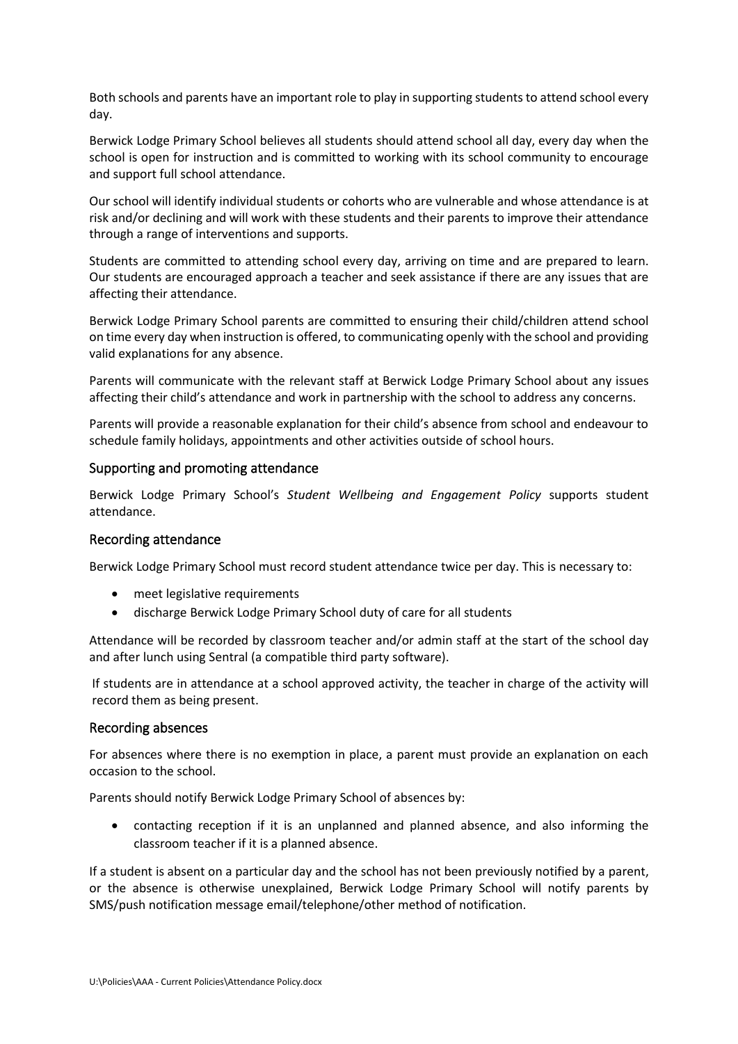Both schools and parents have an important role to play in supporting students to attend school every day.

Berwick Lodge Primary School believes all students should attend school all day, every day when the school is open for instruction and is committed to working with its school community to encourage and support full school attendance.

Our school will identify individual students or cohorts who are vulnerable and whose attendance is at risk and/or declining and will work with these students and their parents to improve their attendance through a range of interventions and supports.

Students are committed to attending school every day, arriving on time and are prepared to learn. Our students are encouraged approach a teacher and seek assistance if there are any issues that are affecting their attendance.

Berwick Lodge Primary School parents are committed to ensuring their child/children attend school on time every day when instruction is offered, to communicating openly with the school and providing valid explanations for any absence.

Parents will communicate with the relevant staff at Berwick Lodge Primary School about any issues affecting their child's attendance and work in partnership with the school to address any concerns.

Parents will provide a reasonable explanation for their child's absence from school and endeavour to schedule family holidays, appointments and other activities outside of school hours.

## Supporting and promoting attendance

Berwick Lodge Primary School's *Student Wellbeing and Engagement Policy* supports student attendance.

## Recording attendance

Berwick Lodge Primary School must record student attendance twice per day. This is necessary to:

- meet legislative requirements
- discharge Berwick Lodge Primary School duty of care for all students

Attendance will be recorded by classroom teacher and/or admin staff at the start of the school day and after lunch using Sentral (a compatible third party software).

If students are in attendance at a school approved activity, the teacher in charge of the activity will record them as being present.

## Recording absences

For absences where there is no exemption in place, a parent must provide an explanation on each occasion to the school.

Parents should notify Berwick Lodge Primary School of absences by:

- contacting reception if it is an unplanned and planned absence, and also informing the classroom teacher if it is a planned absence.

If a student is absent on a particular day and the school has not been previously notified by a parent, or the absence is otherwise unexplained, Berwick Lodge Primary School will notify parents by SMS/push notification message email/telephone/other method of notification.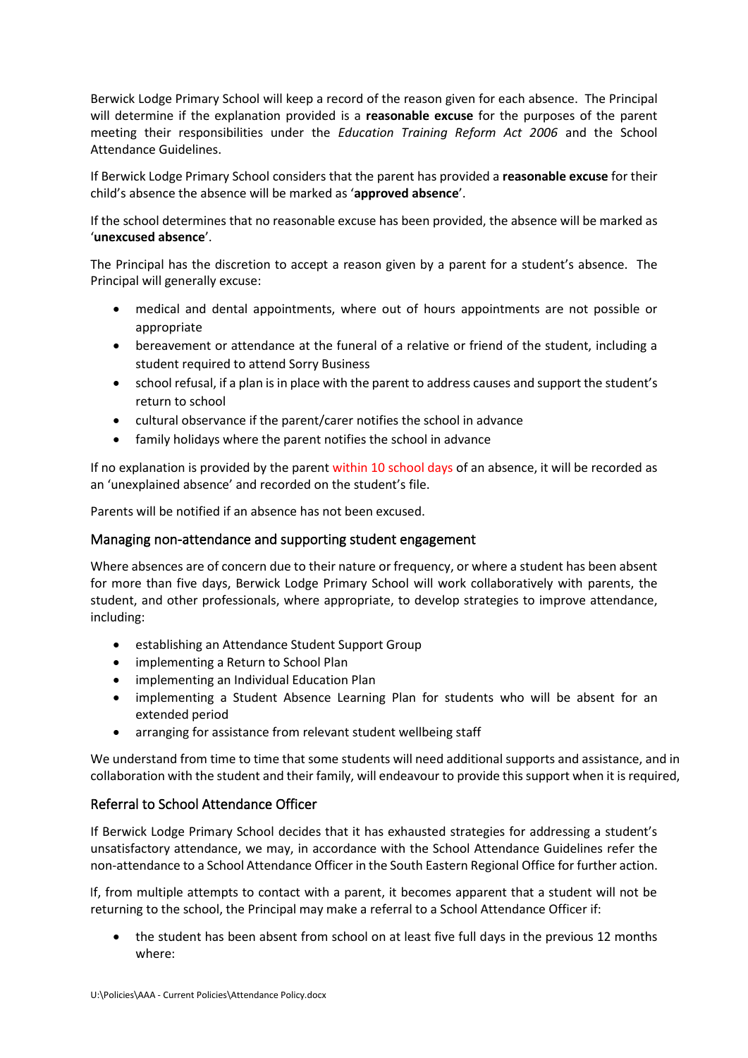Berwick Lodge Primary School will keep a record of the reason given for each absence. The Principal will determine if the explanation provided is a **reasonable excuse** for the purposes of the parent meeting their responsibilities under the *Education Training Reform Act 2006* and the School Attendance Guidelines.

If Berwick Lodge Primary School considers that the parent has provided a **reasonable excuse** for their child's absence the absence will be marked as '**approved absence**'.

If the school determines that no reasonable excuse has been provided, the absence will be marked as '**unexcused absence**'.

The Principal has the discretion to accept a reason given by a parent for a student's absence. The Principal will generally excuse:

- medical and dental appointments, where out of hours appointments are not possible or appropriate
- bereavement or attendance at the funeral of a relative or friend of the student, including a student required to attend Sorry Business
- school refusal, if a plan is in place with the parent to address causes and support the student's return to school
- cultural observance if the parent/carer notifies the school in advance
- family holidays where the parent notifies the school in advance

If no explanation is provided by the parent within 10 school days of an absence, it will be recorded as an 'unexplained absence' and recorded on the student's file.

Parents will be notified if an absence has not been excused.

## Managing non-attendance and supporting student engagement

Where absences are of concern due to their nature or frequency, or where a student has been absent for more than five days, Berwick Lodge Primary School will work collaboratively with parents, the student, and other professionals, where appropriate, to develop strategies to improve attendance, including:

- establishing an Attendance Student Support Group
- implementing a Return to School Plan
- implementing an Individual Education Plan
- implementing a Student Absence Learning Plan for students who will be absent for an extended period
- arranging for assistance from relevant student wellbeing staff

We understand from time to time that some students will need additional supports and assistance, and in collaboration with the student and their family, will endeavour to provide this support when it is required,

## Referral to School Attendance Officer

If Berwick Lodge Primary School decides that it has exhausted strategies for addressing a student's unsatisfactory attendance, we may, in accordance with the School Attendance Guidelines refer the non-attendance to a School Attendance Officer in the South Eastern Regional Office for further action.

If, from multiple attempts to contact with a parent, it becomes apparent that a student will not be returning to the school, the Principal may make a referral to a School Attendance Officer if:

- the student has been absent from school on at least five full days in the previous 12 months where: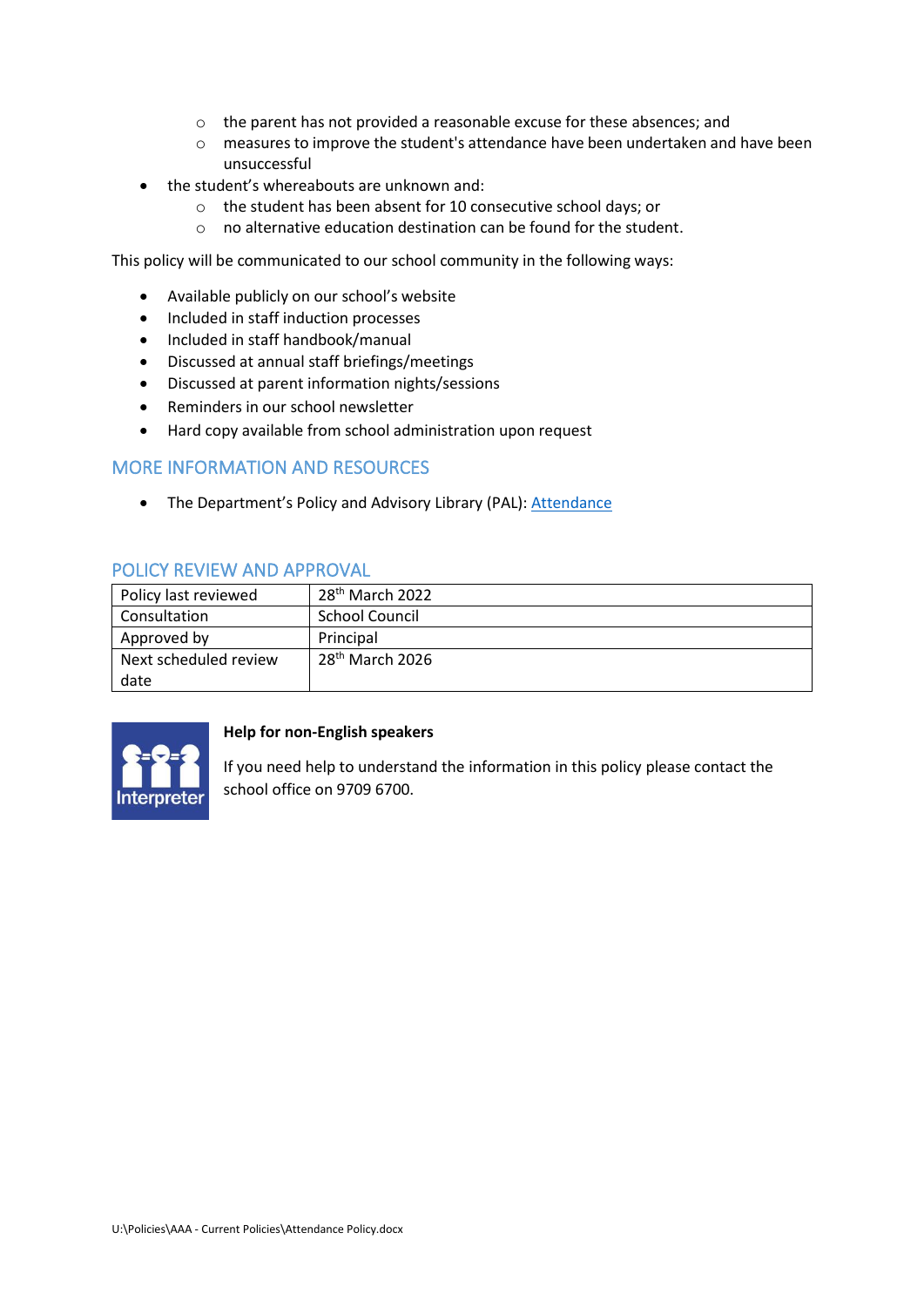- the parent has not provided a reasonable excuse for these absences; and
  - measures to improve the student's attendance have been undertaken and have been unsuccessful
- the student's whereabouts are unknown and:
  - the student has been absent for 10 consecutive school days; or
  - no alternative education destination can be found for the student.

This policy will be communicated to our school community in the following ways:

- Available publicly on our school's website
- Included in staff induction processes
- Included in staff handbook/manual
- Discussed at annual staff briefings/meetings
- Discussed at parent information nights/sessions
- Reminders in our school newsletter
- Hard copy available from school administration upon request

## MORE INFORMATION AND RESOURCES

- The Department's Policy and Advisory Library (PAL): Attendance

## POLICY REVIEW AND APPROVAL

| | |
|---|---|
| Policy last reviewed | 28th March 2022 |
| Consultation | School Council |
| Approved by | Principal |
| Next scheduled review date | 28th March 2026 |

**Help for non-English speakers**

If you need help to understand the information in this policy please contact the school office on 9709 6700.

U:\Policies\AAA - Current Policies\Attendance Policy.docx